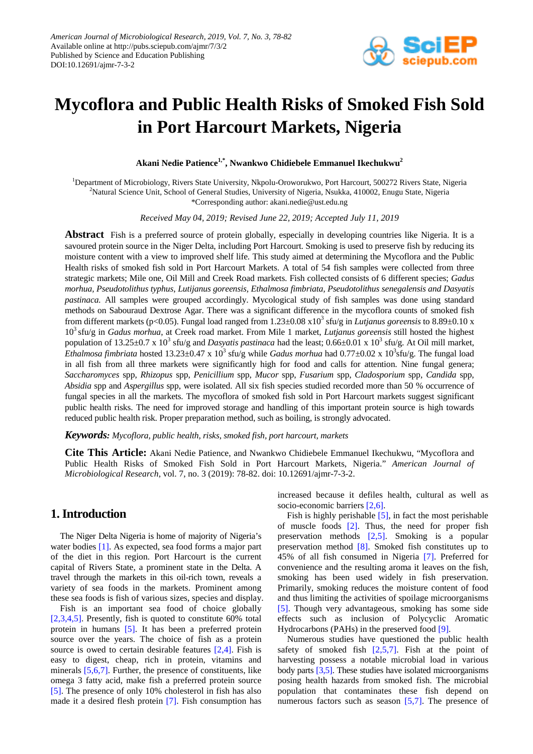# Mycoflora and Public Health Risks of Smoked Fish Sold in Port Harcourt Markets, Nigeria

**Akani Nedie Patience[1,*], Nwankwo Chidiebele Emmanuel Ikechukwu[2]**

[1]Department of Microbiology, Rivers State University, Nkpolu-Oroworukwo, Port Harcourt, 500272 Rivers State, Nigeria
[2]Natural Science Unit, School of General Studies, University of Nigeria, Nsukka, 410002, Enugu State, Nigeria
*Corresponding author: akani.nedie@ust.edu.ng

*Received May 04, 2019; Revised June 22, 2019; Accepted July 11, 2019*

**Abstract** Fish is a preferred source of protein globally, especially in developing countries like Nigeria. It is a savoured protein source in the Niger Delta, including Port Harcourt. Smoking is used to preserve fish by reducing its moisture content with a view to improved shelf life. This study aimed at determining the Mycoflora and the Public Health risks of smoked fish sold in Port Harcourt Markets. A total of 54 fish samples were collected from three strategic markets; Mile one, Oil Mill and Creek Road markets. Fish collected consists of 6 different species; *Gadus morhua, Pseudotolithus typhus, Lutijanus goreensis, Ethalmosa fimbriata, Pseudotolithus senegalensis and Dasyatis pastinaca.* All samples were grouped accordingly. Mycological study of fish samples was done using standard methods on Sabouraud Dextrose Agar. There was a significant difference in the mycoflora counts of smoked fish from different markets ($p<0.05$). Fungal load ranged from $1.23\pm0.08 \times 10^3$ sfu/g in *Lutjanus goreensis* to $8.89\pm0.10 \times 10^3$ sfu/g in *Gadus morhua*, at Creek road market. From Mile 1 market, *Lutjanus goreensis* still hosted the highest population of $13.25\pm0.7 \times 10^3$ sfu/g and *Dasyatis pastinaca* had the least; $0.66\pm0.01 \times 10^3$ sfu/g. At Oil mill market, *Ethalmosa fimbriata* hosted $13.23\pm0.47 \times 10^3$ sfu/g while *Gadus morhua* had $0.77\pm0.02 \times 10^3$sfu/g. The fungal load in all fish from all three markets were significantly high for food and calls for attention. Nine fungal genera; *Saccharomyces* spp, *Rhizopus* spp, *Penicillium* spp, *Mucor* spp, *Fusarium* spp, *Cladosporium* spp, *Candida* spp, *Absidia* spp and *Aspergillus* spp, were isolated. All six fish species studied recorded more than 50 % occurrence of fungal species in all the markets. The mycoflora of smoked fish sold in Port Harcourt markets suggest significant public health risks. The need for improved storage and handling of this important protein source is high towards reduced public health risk. Proper preparation method, such as boiling, is strongly advocated.

***Keywords:*** *Mycoflora, public health, risks, smoked fish, port harcourt, markets*

**Cite This Article:** Akani Nedie Patience, and Nwankwo Chidiebele Emmanuel Ikechukwu, "Mycoflora and Public Health Risks of Smoked Fish Sold in Port Harcourt Markets, Nigeria." *American Journal of Microbiological Research*, vol. 7, no. 3 (2019): 78-82. doi: 10.12691/ajmr-7-3-2.

## 1. Introduction

The Niger Delta Nigeria is home of majority of Nigeria's water bodies [1]. As expected, sea food forms a major part of the diet in this region. Port Harcourt is the current capital of Rivers State, a prominent state in the Delta. A travel through the markets in this oil-rich town, reveals a variety of sea foods in the markets. Prominent among these sea foods is fish of various sizes, species and display.

Fish is an important sea food of choice globally [2,3,4,5]. Presently, fish is quoted to constitute 60% total protein in humans [5]. It has been a preferred protein source over the years. The choice of fish as a protein source is owed to certain desirable features [2,4]. Fish is easy to digest, cheap, rich in protein, vitamins and minerals [5,6,7]. Further, the presence of constituents, like omega 3 fatty acid, make fish a preferred protein source [5]. The presence of only 10% cholesterol in fish has also made it a desired flesh protein [7]. Fish consumption has increased because it defiles health, cultural as well as socio-economic barriers [2,6].

Fish is highly perishable [5], in fact the most perishable of muscle foods [2]. Thus, the need for proper fish preservation methods [2,5]. Smoking is a popular preservation method [8]. Smoked fish constitutes up to 45% of all fish consumed in Nigeria [7]. Preferred for convenience and the resulting aroma it leaves on the fish, smoking has been used widely in fish preservation. Primarily, smoking reduces the moisture content of food and thus limiting the activities of spoilage microorganisms [5]. Though very advantageous, smoking has some side effects such as inclusion of Polycyclic Aromatic Hydrocarbons (PAHs) in the preserved food [9].

Numerous studies have questioned the public health safety of smoked fish [2,5,7]. Fish at the point of harvesting possess a notable microbial load in various body parts [3,5]. These studies have isolated microorganisms posing health hazards from smoked fish. The microbial population that contaminates these fish depend on numerous factors such as season [5,7]. The presence of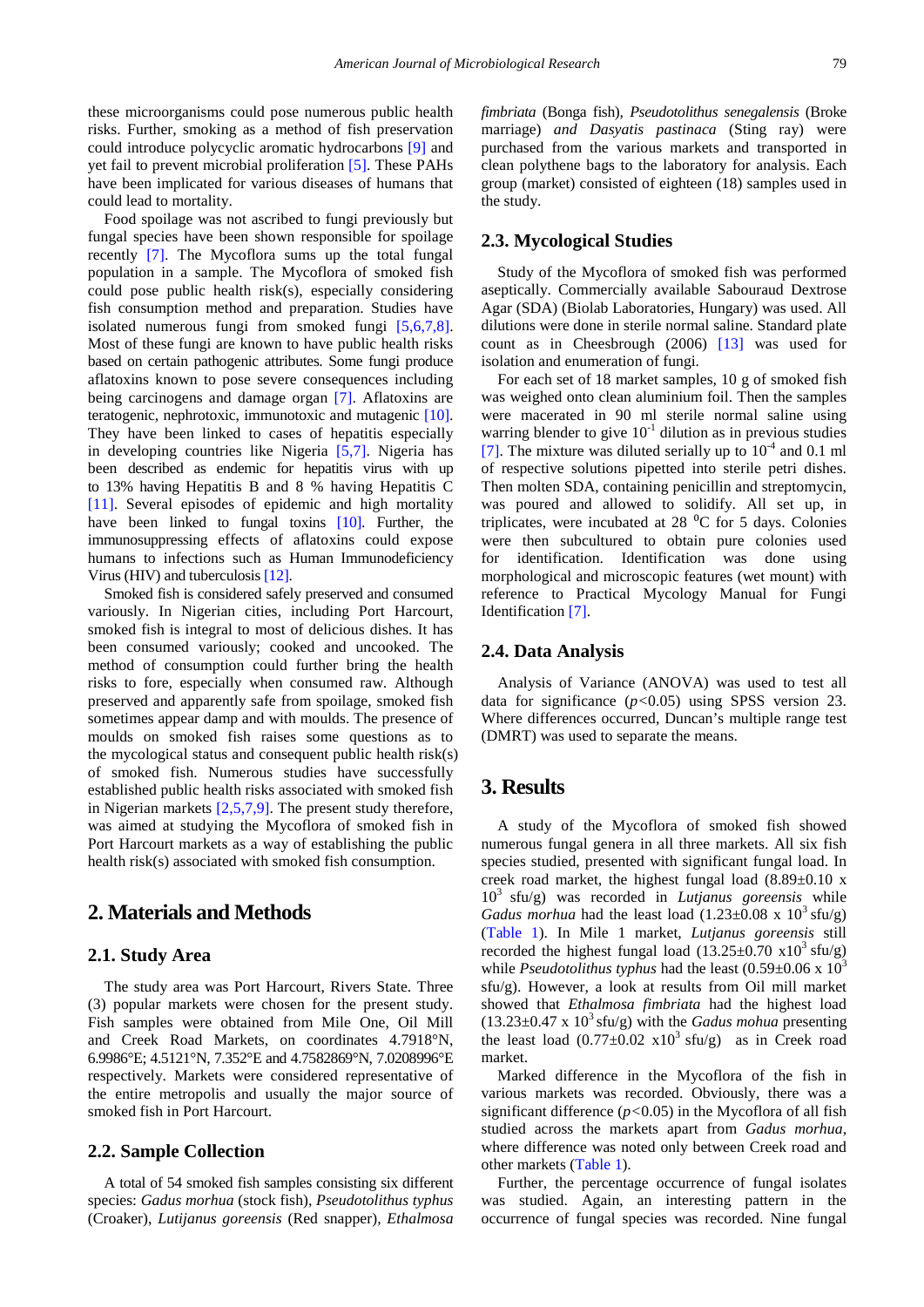these microorganisms could pose numerous public health risks. Further, smoking as a method of fish preservation could introduce polycyclic aromatic hydrocarbons [9] and yet fail to prevent microbial proliferation [5]. These PAHs have been implicated for various diseases of humans that could lead to mortality.

Food spoilage was not ascribed to fungi previously but fungal species have been shown responsible for spoilage recently [7]. The Mycoflora sums up the total fungal population in a sample. The Mycoflora of smoked fish could pose public health risk(s), especially considering fish consumption method and preparation. Studies have isolated numerous fungi from smoked fungi [5,6,7,8]. Most of these fungi are known to have public health risks based on certain pathogenic attributes. Some fungi produce aflatoxins known to pose severe consequences including being carcinogens and damage organ [7]. Aflatoxins are teratogenic, nephrotoxic, immunotoxic and mutagenic [10]. They have been linked to cases of hepatitis especially in developing countries like Nigeria [5,7]. Nigeria has been described as endemic for hepatitis virus with up to 13% having Hepatitis B and 8 % having Hepatitis C [11]. Several episodes of epidemic and high mortality have been linked to fungal toxins [10]. Further, the immunosuppressing effects of aflatoxins could expose humans to infections such as Human Immunodeficiency Virus (HIV) and tuberculosis [12].

Smoked fish is considered safely preserved and consumed variously. In Nigerian cities, including Port Harcourt, smoked fish is integral to most of delicious dishes. It has been consumed variously; cooked and uncooked. The method of consumption could further bring the health risks to fore, especially when consumed raw. Although preserved and apparently safe from spoilage, smoked fish sometimes appear damp and with moulds. The presence of moulds on smoked fish raises some questions as to the mycological status and consequent public health risk(s) of smoked fish. Numerous studies have successfully established public health risks associated with smoked fish in Nigerian markets [2,5,7,9]. The present study therefore, was aimed at studying the Mycoflora of smoked fish in Port Harcourt markets as a way of establishing the public health risk(s) associated with smoked fish consumption.

## 2. Materials and Methods

### 2.1. Study Area

The study area was Port Harcourt, Rivers State. Three (3) popular markets were chosen for the present study. Fish samples were obtained from Mile One, Oil Mill and Creek Road Markets, on coordinates 4.7918°N, 6.9986°E; 4.5121°N, 7.352°E and 4.7582869°N, 7.0208996°E respectively. Markets were considered representative of the entire metropolis and usually the major source of smoked fish in Port Harcourt.

### 2.2. Sample Collection

A total of 54 smoked fish samples consisting six different species: *Gadus morhua* (stock fish), *Pseudotolithus typhus* (Croaker), *Lutijanus goreensis* (Red snapper), *Ethalmosa fimbriata* (Bonga fish), *Pseudotolithus senegalensis* (Broke marriage) *and Dasyatis pastinaca* (Sting ray) were purchased from the various markets and transported in clean polythene bags to the laboratory for analysis. Each group (market) consisted of eighteen (18) samples used in the study.

### 2.3. Mycological Studies

Study of the Mycoflora of smoked fish was performed aseptically. Commercially available Sabouraud Dextrose Agar (SDA) (Biolab Laboratories, Hungary) was used. All dilutions were done in sterile normal saline. Standard plate count as in Cheesbrough (2006) [13] was used for isolation and enumeration of fungi.

For each set of 18 market samples, 10 g of smoked fish was weighed onto clean aluminium foil. Then the samples were macerated in 90 ml sterile normal saline using warring blender to give $10^{-1}$ dilution as in previous studies [7]. The mixture was diluted serially up to $10^{-4}$ and 0.1 ml of respective solutions pipetted into sterile petri dishes. Then molten SDA, containing penicillin and streptomycin, was poured and allowed to solidify. All set up, in triplicates, were incubated at 28 $^0$C for 5 days. Colonies were then subcultured to obtain pure colonies used for identification. Identification was done using morphological and microscopic features (wet mount) with reference to Practical Mycology Manual for Fungi Identification [7].

### 2.4. Data Analysis

Analysis of Variance (ANOVA) was used to test all data for significance ($p$<0.05) using SPSS version 23. Where differences occurred, Duncan's multiple range test (DMRT) was used to separate the means.

## 3. Results

A study of the Mycoflora of smoked fish showed numerous fungal genera in all three markets. All six fish species studied, presented with significant fungal load. In creek road market, the highest fungal load (8.89±0.10 x $10^3$ sfu/g) was recorded in *Lutjanus goreensis* while *Gadus morhua* had the least load (1.23±0.08 x $10^3$ sfu/g) (Table 1). In Mile 1 market, *Lutjanus goreensis* still recorded the highest fungal load (13.25±0.70 x$10^3$ sfu/g) while *Pseudotolithus typhus* had the least (0.59±0.06 x $10^3$ sfu/g). However, a look at results from Oil mill market showed that *Ethalmosa fimbriata* had the highest load (13.23±0.47 x $10^3$ sfu/g) with the *Gadus mohua* presenting the least load (0.77±0.02 x$10^3$ sfu/g) as in Creek road market.

Marked difference in the Mycoflora of the fish in various markets was recorded. Obviously, there was a significant difference ($p$<0.05) in the Mycoflora of all fish studied across the markets apart from *Gadus morhua*, where difference was noted only between Creek road and other markets (Table 1).

Further, the percentage occurrence of fungal isolates was studied. Again, an interesting pattern in the occurrence of fungal species was recorded. Nine fungal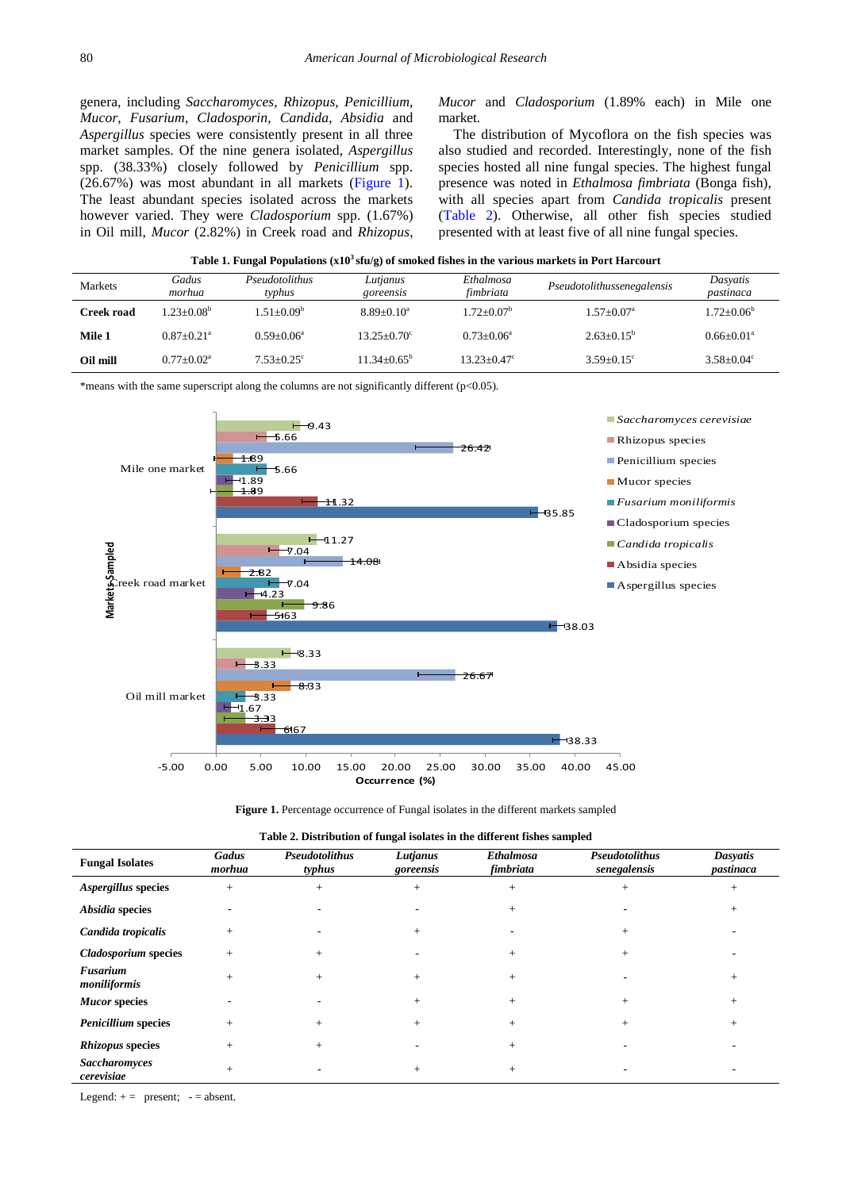genera, including *Saccharomyces*, *Rhizopus*, *Penicillium*, *Mucor*, *Fusarium*, *Cladosporin*, *Candida*, *Absidia* and *Aspergillus* species were consistently present in all three market samples. Of the nine genera isolated, *Aspergillus* spp. (38.33%) closely followed by *Penicillium* spp. (26.67%) was most abundant in all markets (Figure 1). The least abundant species isolated across the markets however varied. They were *Cladosporium* spp. (1.67%) in Oil mill, *Mucor* (2.82%) in Creek road and *Rhizopus*, *Mucor* and *Cladosporium* (1.89% each) in Mile one market.

The distribution of Mycoflora on the fish species was also studied and recorded. Interestingly, none of the fish species hosted all nine fungal species. The highest fungal presence was noted in *Ethalmosa fimbriata* (Bonga fish), with all species apart from *Candida tropicalis* present (Table 2). Otherwise, all other fish species studied presented with at least five of all nine fungal species.

**Table 1. Fungal Populations ($x10^3$ sfu/g) of smoked fishes in the various markets in Port Harcourt**

| Markets | *Gadus morhua* | *Pseudotolithus typhus* | *Lutjanus goreensis* | *Ethalmosa fimbriata* | *Pseudotolithussenegalensis* | *Dasyatis pastinaca* |
|---|---|---|---|---|---|---|
| **Creek road** | $1.23{\pm}0.08^b$ | $1.51{\pm}0.09^b$ | $8.89{\pm}0.10^a$ | $1.72{\pm}0.07^b$ | $1.57{\pm}0.07^a$ | $1.72{\pm}0.06^b$ |
| **Mile 1** | $0.87{\pm}0.21^a$ | $0.59{\pm}0.06^a$ | $13.25{\pm}0.70^c$ | $0.73{\pm}0.06^a$ | $2.63{\pm}0.15^b$ | $0.66{\pm}0.01^a$ |
| **Oil mill** | $0.77{\pm}0.02^a$ | $7.53{\pm}0.25^c$ | $11.34{\pm}0.65^b$ | $13.23{\pm}0.47^c$ | $3.59{\pm}0.15^c$ | $3.58{\pm}0.04^c$ |

*means with the same superscript along the columns are not significantly different ($p<0.05$).

**Figure 1.** Percentage occurrence of Fungal isolates in the different markets sampled

**Table 2. Distribution of fungal isolates in the different fishes sampled**

| Fungal Isolates | *Gadus morhua* | *Pseudotolithus typhus* | *Lutjanus goreensis* | *Ethalmosa fimbriata* | *Pseudotolithus senegalensis* | *Dasyatis pastinaca* |
|---|---|---|---|---|---|---|
| ***Aspergillus* species** | + | + | + | + | + | + |
| ***Absidia* species** | - | - | - | + | - | + |
| ***Candida tropicalis*** | + | - | + | - | + | - |
| ***Cladosporium* species** | + | + | - | + | + | - |
| ***Fusarium moniliformis*** | + | + | + | + | - | + |
| ***Mucor* species** | - | - | + | + | + | + |
| ***Penicillium* species** | + | + | + | + | + | + |
| ***Rhizopus* species** | + | + | - | + | - | - |
| ***Saccharomyces cerevisiae*** | + | - | + | + | - | - |

Legend: + = present; - = absent.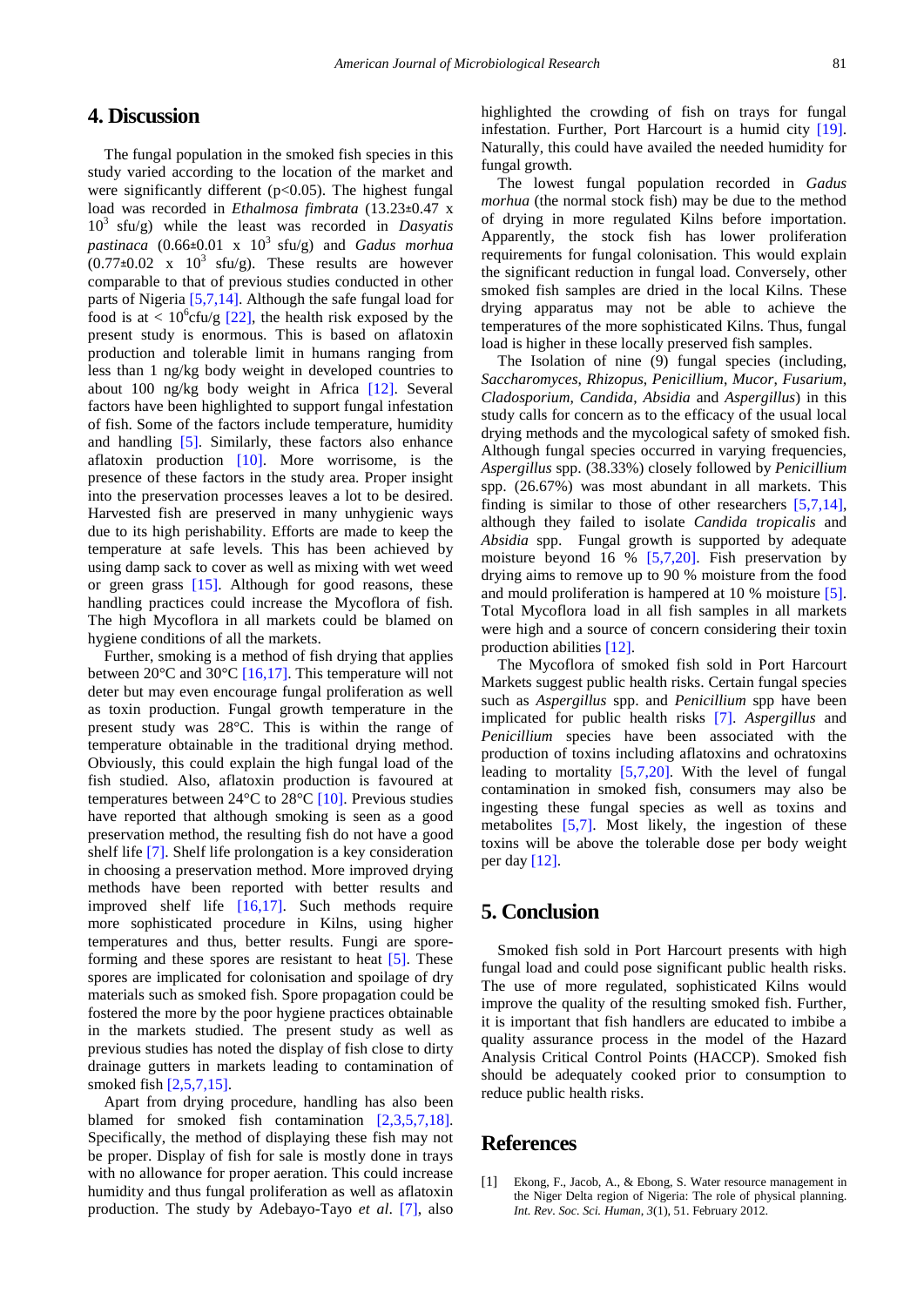## 4. Discussion

The fungal population in the smoked fish species in this study varied according to the location of the market and were significantly different ($p<0.05$). The highest fungal load was recorded in *Ethalmosa fimbrata* ($13.23 \pm 0.47 \times 10^3$ sfu/g) while the least was recorded in *Dasyatis pastinaca* ($0.66 \pm 0.01 \times 10^3$ sfu/g) and *Gadus morhua* ($0.77 \pm 0.02 \times 10^3$ sfu/g). These results are however comparable to that of previous studies conducted in other parts of Nigeria [5,7,14]. Although the safe fungal load for food is at $< 10^6$cfu/g [22], the health risk exposed by the present study is enormous. This is based on aflatoxin production and tolerable limit in humans ranging from less than 1 ng/kg body weight in developed countries to about 100 ng/kg body weight in Africa [12]. Several factors have been highlighted to support fungal infestation of fish. Some of the factors include temperature, humidity and handling [5]. Similarly, these factors also enhance aflatoxin production [10]. More worrisome, is the presence of these factors in the study area. Proper insight into the preservation processes leaves a lot to be desired. Harvested fish are preserved in many unhygienic ways due to its high perishability. Efforts are made to keep the temperature at safe levels. This has been achieved by using damp sack to cover as well as mixing with wet weed or green grass [15]. Although for good reasons, these handling practices could increase the Mycoflora of fish. The high Mycoflora in all markets could be blamed on hygiene conditions of all the markets.

Further, smoking is a method of fish drying that applies between 20°C and 30°C [16,17]. This temperature will not deter but may even encourage fungal proliferation as well as toxin production. Fungal growth temperature in the present study was 28°C. This is within the range of temperature obtainable in the traditional drying method. Obviously, this could explain the high fungal load of the fish studied. Also, aflatoxin production is favoured at temperatures between 24°C to 28°C [10]. Previous studies have reported that although smoking is seen as a good preservation method, the resulting fish do not have a good shelf life [7]. Shelf life prolongation is a key consideration in choosing a preservation method. More improved drying methods have been reported with better results and improved shelf life [16,17]. Such methods require more sophisticated procedure in Kilns, using higher temperatures and thus, better results. Fungi are spore-forming and these spores are resistant to heat [5]. These spores are implicated for colonisation and spoilage of dry materials such as smoked fish. Spore propagation could be fostered the more by the poor hygiene practices obtainable in the markets studied. The present study as well as previous studies has noted the display of fish close to dirty drainage gutters in markets leading to contamination of smoked fish [2,5,7,15].

Apart from drying procedure, handling has also been blamed for smoked fish contamination [2,3,5,7,18]. Specifically, the method of displaying these fish may not be proper. Display of fish for sale is mostly done in trays with no allowance for proper aeration. This could increase humidity and thus fungal proliferation as well as aflatoxin production. The study by Adebayo-Tayo *et al*. [7], also highlighted the crowding of fish on trays for fungal infestation. Further, Port Harcourt is a humid city [19]. Naturally, this could have availed the needed humidity for fungal growth.

The lowest fungal population recorded in *Gadus morhua* (the normal stock fish) may be due to the method of drying in more regulated Kilns before importation. Apparently, the stock fish has lower proliferation requirements for fungal colonisation. This would explain the significant reduction in fungal load. Conversely, other smoked fish samples are dried in the local Kilns. These drying apparatus may not be able to achieve the temperatures of the more sophisticated Kilns. Thus, fungal load is higher in these locally preserved fish samples.

The Isolation of nine (9) fungal species (including, *Saccharomyces*, *Rhizopus*, *Penicillium*, *Mucor*, *Fusarium*, *Cladosporium*, *Candida*, *Absidia* and *Aspergillus*) in this study calls for concern as to the efficacy of the usual local drying methods and the mycological safety of smoked fish. Although fungal species occurred in varying frequencies, *Aspergillus* spp. (38.33%) closely followed by *Penicillium* spp. (26.67%) was most abundant in all markets. This finding is similar to those of other researchers [5,7,14], although they failed to isolate *Candida tropicalis* and *Absidia* spp. Fungal growth is supported by adequate moisture beyond 16 % [5,7,20]. Fish preservation by drying aims to remove up to 90 % moisture from the food and mould proliferation is hampered at 10 % moisture [5]. Total Mycoflora load in all fish samples in all markets were high and a source of concern considering their toxin production abilities [12].

The Mycoflora of smoked fish sold in Port Harcourt Markets suggest public health risks. Certain fungal species such as *Aspergillus* spp. and *Penicillium* spp have been implicated for public health risks [7]. *Aspergillus* and *Penicillium* species have been associated with the production of toxins including aflatoxins and ochratoxins leading to mortality [5,7,20]. With the level of fungal contamination in smoked fish, consumers may also be ingesting these fungal species as well as toxins and metabolites [5,7]. Most likely, the ingestion of these toxins will be above the tolerable dose per body weight per day [12].

## 5. Conclusion

Smoked fish sold in Port Harcourt presents with high fungal load and could pose significant public health risks. The use of more regulated, sophisticated Kilns would improve the quality of the resulting smoked fish. Further, it is important that fish handlers are educated to imbibe a quality assurance process in the model of the Hazard Analysis Critical Control Points (HACCP). Smoked fish should be adequately cooked prior to consumption to reduce public health risks.

## References

[1] Ekong, F., Jacob, A., & Ebong, S. Water resource management in the Niger Delta region of Nigeria: The role of physical planning. *Int. Rev. Soc. Sci. Human, 3*(1), 51. February 2012.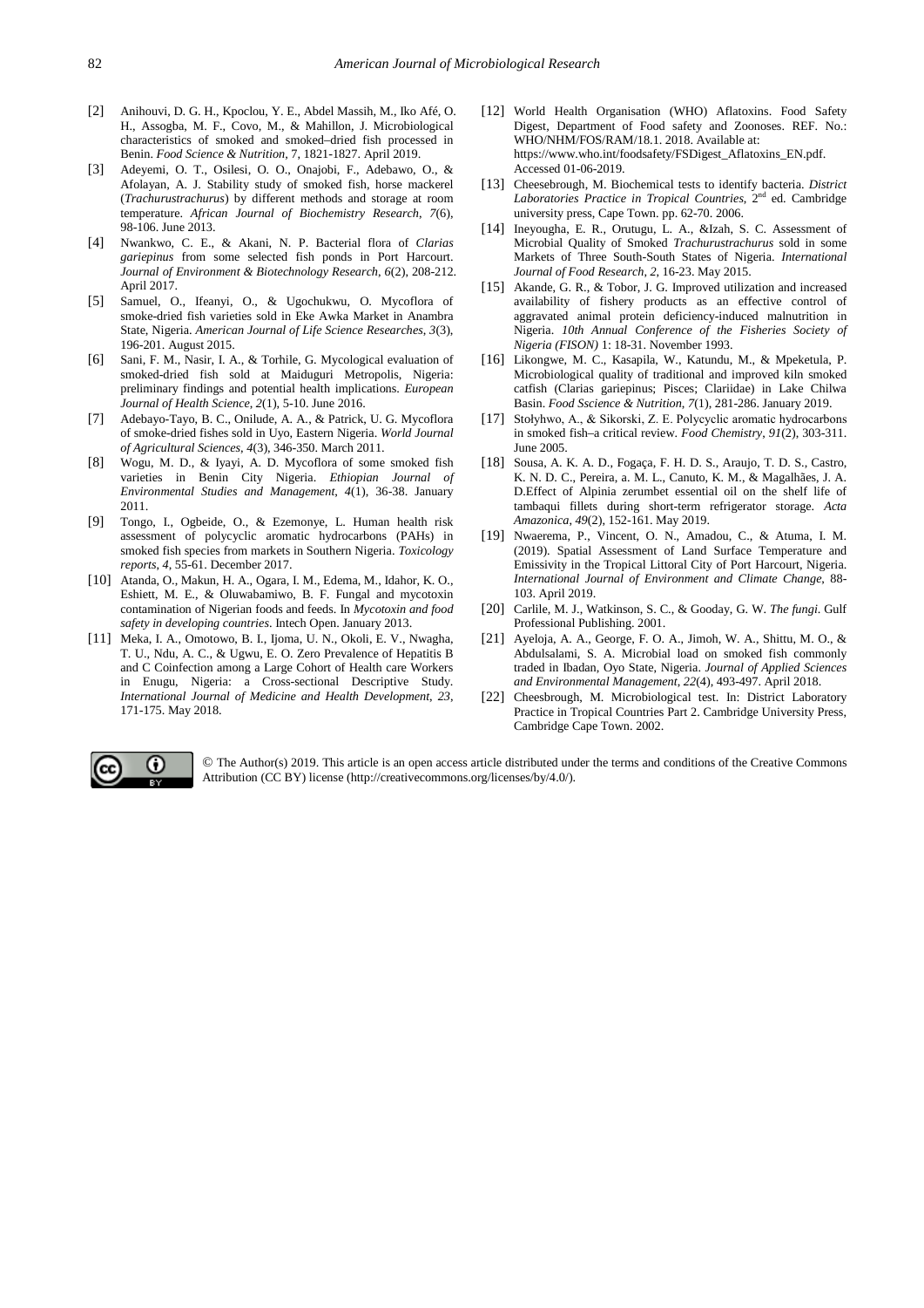[2] Anihouvi, D. G. H., Kpoclou, Y. E., Abdel Massih, M., Iko Afé, O. H., Assogba, M. F., Covo, M., & Mahillon, J. Microbiological characteristics of smoked and smoked–dried fish processed in Benin. *Food Science & Nutrition*, 7, 1821-1827. April 2019.

[3] Adeyemi, O. T., Osilesi, O. O., Onajobi, F., Adebawo, O., & Afolayan, A. J. Stability study of smoked fish, horse mackerel (*Trachurustrachurus*) by different methods and storage at room temperature. *African Journal of Biochemistry Research*, *7*(6), 98-106. June 2013.

[4] Nwankwo, C. E., & Akani, N. P. Bacterial flora of *Clarias gariepinus* from some selected fish ponds in Port Harcourt. *Journal of Environment & Biotechnology Research*, *6*(2), 208-212. April 2017.

[5] Samuel, O., Ifeanyi, O., & Ugochukwu, O. Mycoflora of smoke-dried fish varieties sold in Eke Awka Market in Anambra State, Nigeria. *American Journal of Life Science Researches*, *3*(3), 196-201. August 2015.

[6] Sani, F. M., Nasir, I. A., & Torhile, G. Mycological evaluation of smoked-dried fish sold at Maiduguri Metropolis, Nigeria: preliminary findings and potential health implications. *European Journal of Health Science*, *2*(1), 5-10. June 2016.

[7] Adebayo-Tayo, B. C., Onilude, A. A., & Patrick, U. G. Mycoflora of smoke-dried fishes sold in Uyo, Eastern Nigeria. *World Journal of Agricultural Sciences*, *4*(3), 346-350. March 2011.

[8] Wogu, M. D., & Iyayi, A. D. Mycoflora of some smoked fish varieties in Benin City Nigeria. *Ethiopian Journal of Environmental Studies and Management*, *4*(1), 36-38. January 2011.

[9] Tongo, I., Ogbeide, O., & Ezemonye, L. Human health risk assessment of polycyclic aromatic hydrocarbons (PAHs) in smoked fish species from markets in Southern Nigeria. *Toxicology reports*, *4*, 55-61. December 2017.

[10] Atanda, O., Makun, H. A., Ogara, I. M., Edema, M., Idahor, K. O., Eshiett, M. E., & Oluwabamiwo, B. F. Fungal and mycotoxin contamination of Nigerian foods and feeds. In *Mycotoxin and food safety in developing countries*. Intech Open. January 2013.

[11] Meka, I. A., Omotowo, B. I., Ijoma, U. N., Okoli, E. V., Nwagha, T. U., Ndu, A. C., & Ugwu, E. O. Zero Prevalence of Hepatitis B and C Coinfection among a Large Cohort of Health care Workers in Enugu, Nigeria: a Cross-sectional Descriptive Study. *International Journal of Medicine and Health Development*, *23*, 171-175. May 2018.

[12] World Health Organisation (WHO) Aflatoxins. Food Safety Digest, Department of Food safety and Zoonoses. REF. No.: WHO/NHM/FOS/RAM/18.1. 2018. Available at: https://www.who.int/foodsafety/FSDigest_Aflatoxins_EN.pdf. Accessed 01-06-2019.

[13] Cheesebrough, M. Biochemical tests to identify bacteria. *District Laboratories Practice in Tropical Countries*, 2nd ed. Cambridge university press, Cape Town. pp. 62-70. 2006.

[14] Ineyougha, E. R., Orutugu, L. A., &Izah, S. C. Assessment of Microbial Quality of Smoked *Trachurustrachurus* sold in some Markets of Three South-South States of Nigeria. *International Journal of Food Research*, *2*, 16-23. May 2015.

[15] Akande, G. R., & Tobor, J. G. Improved utilization and increased availability of fishery products as an effective control of aggravated animal protein deficiency-induced malnutrition in Nigeria. *10th Annual Conference of the Fisheries Society of Nigeria (FISON)* 1: 18-31. November 1993.

[16] Likongwe, M. C., Kasapila, W., Katundu, M., & Mpeketula, P. Microbiological quality of traditional and improved kiln smoked catfish (Clarias gariepinus; Pisces; Clariidae) in Lake Chilwa Basin. *Food Sscience & Nutrition*, *7*(1), 281-286. January 2019.

[17] Stołyhwo, A., & Sikorski, Z. E. Polycyclic aromatic hydrocarbons in smoked fish–a critical review. *Food Chemistry*, *91*(2), 303-311. June 2005.

[18] Sousa, A. K. A. D., Fogaça, F. H. D. S., Araujo, T. D. S., Castro, K. N. D. C., Pereira, a. M. L., Canuto, K. M., & Magalhães, J. A. D.Effect of Alpinia zerumbet essential oil on the shelf life of tambaqui fillets during short-term refrigerator storage. *Acta Amazonica*, *49*(2), 152-161. May 2019.

[19] Nwaerema, P., Vincent, O. N., Amadou, C., & Atuma, I. M. (2019). Spatial Assessment of Land Surface Temperature and Emissivity in the Tropical Littoral City of Port Harcourt, Nigeria. *International Journal of Environment and Climate Change*, 88-103. April 2019.

[20] Carlile, M. J., Watkinson, S. C., & Gooday, G. W. *The fungi*. Gulf Professional Publishing. 2001.

[21] Ayeloja, A. A., George, F. O. A., Jimoh, W. A., Shittu, M. O., & Abdulsalami, S. A. Microbial load on smoked fish commonly traded in Ibadan, Oyo State, Nigeria. *Journal of Applied Sciences and Environmental Management*, *22*(4), 493-497. April 2018.

[22] Cheesbrough, M. Microbiological test. In: District Laboratory Practice in Tropical Countries Part 2. Cambridge University Press, Cambridge Cape Town. 2002.

© The Author(s) 2019. This article is an open access article distributed under the terms and conditions of the Creative Commons Attribution (CC BY) license (http://creativecommons.org/licenses/by/4.0/).